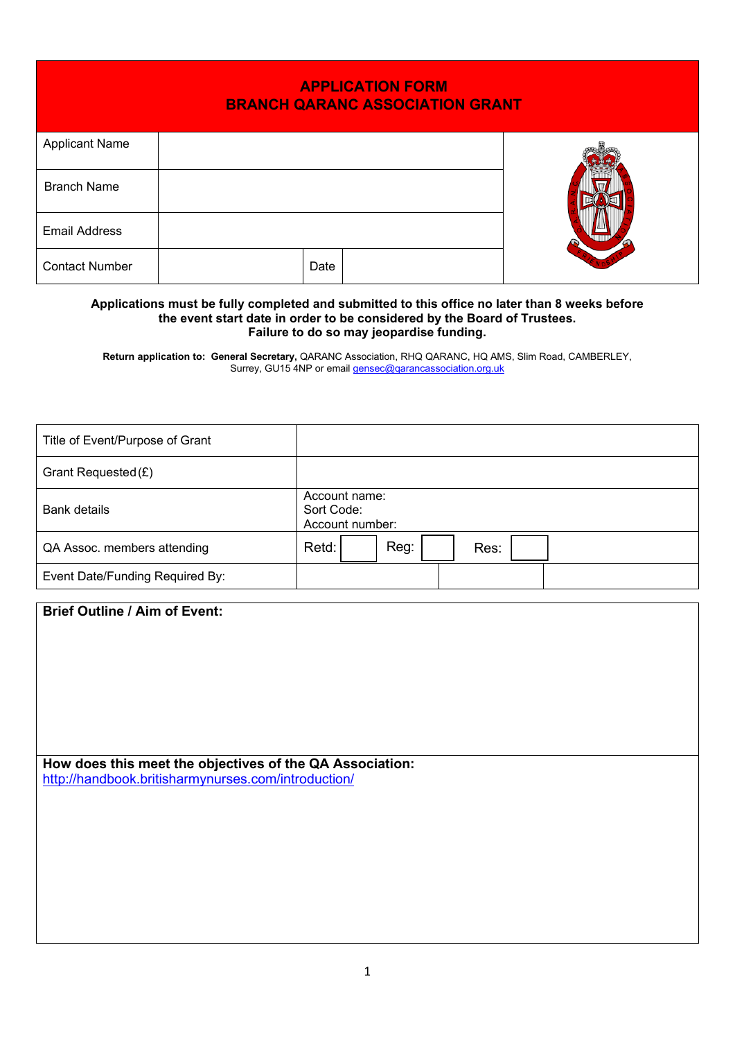# APPLICATION FORM
## BRANCH QARANC ASSOCIATION GRANT

| Applicant Name | | | |
|---|---|---|---|
| Branch Name | | | |
| Email Address | | | |
| Contact Number | | Date | |

**Applications must be fully completed and submitted to this office no later than 8 weeks before the event start date in order to be considered by the Board of Trustees. Failure to do so may jeopardise funding.**

**Return application to: General Secretary,** QARANC Association, RHQ QARANC, HQ AMS, Slim Road, CAMBERLEY, Surrey, GU15 4NP or email gensec@qarancassociation.org.uk

| Title of Event/Purpose of Grant | | | |
|---|---|---|---|
| Grant Requested (£) | | | |
| Bank details | Account name:<br>Sort Code:<br>Account number: | | |
| QA Assoc. members attending | Retd: | Reg: | Res: |
| Event Date/Funding Required By: | | | |

**Brief Outline / Aim of Event:**

**How does this meet the objectives of the QA Association:**
http://handbook.britisharmynurses.com/introduction/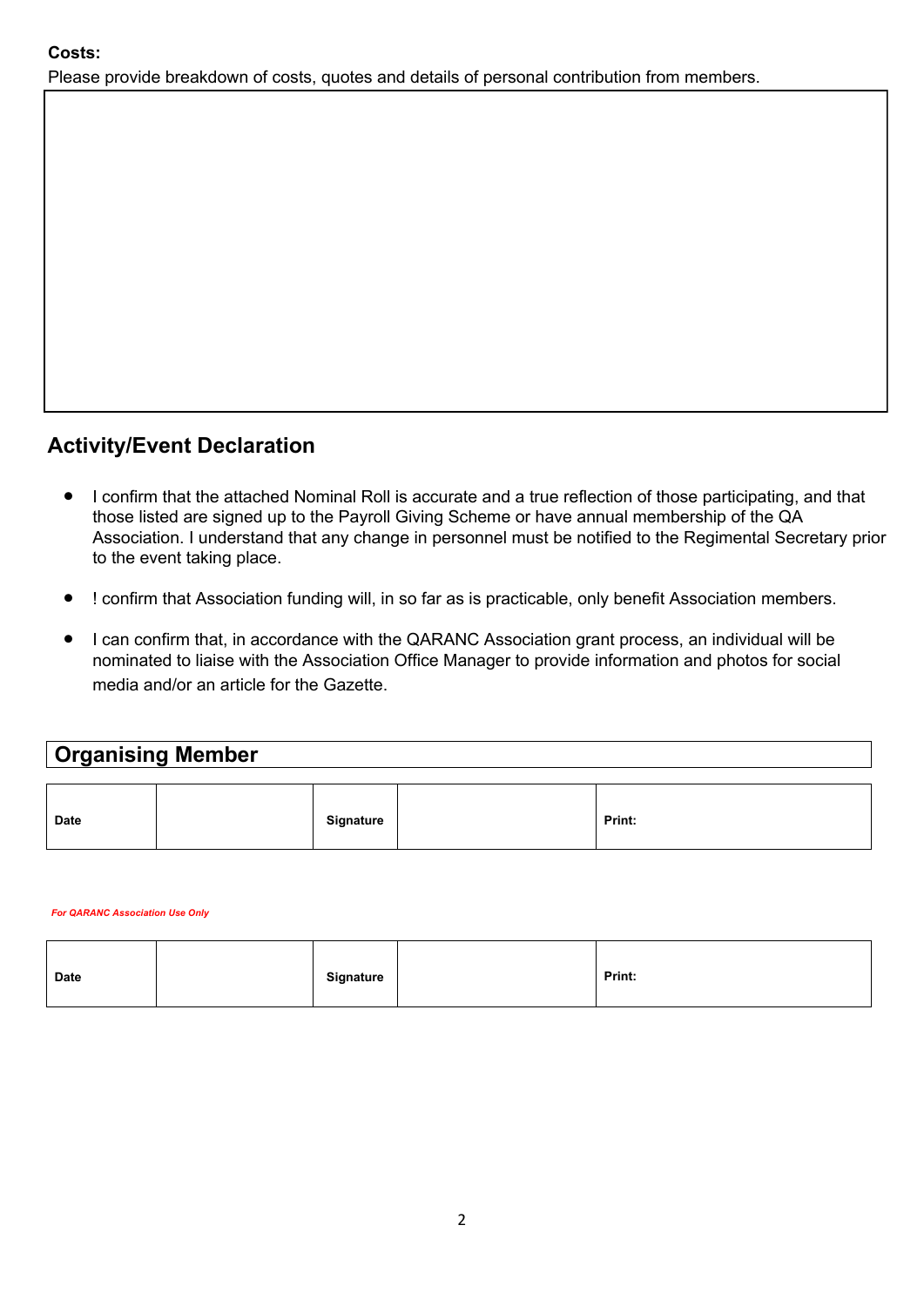**Costs:**

Please provide breakdown of costs, quotes and details of personal contribution from members.

| |
|---|
| |

## Activity/Event Declaration

- I confirm that the attached Nominal Roll is accurate and a true reflection of those participating, and that those listed are signed up to the Payroll Giving Scheme or have annual membership of the QA Association. I understand that any change in personnel must be notified to the Regimental Secretary prior to the event taking place.
- ! confirm that Association funding will, in so far as is practicable, only benefit Association members.
- I can confirm that, in accordance with the QARANC Association grant process, an individual will be nominated to liaise with the Association Office Manager to provide information and photos for social media and/or an article for the Gazette.

## Organising Member

| | | | | |
|---|---|---|---|---|
| **Date** | | **Signature** | | **Print:** |

***For QARANC Association Use Only***

| | | | | |
|---|---|---|---|---|
| **Date** | | **Signature** | | **Print:** |